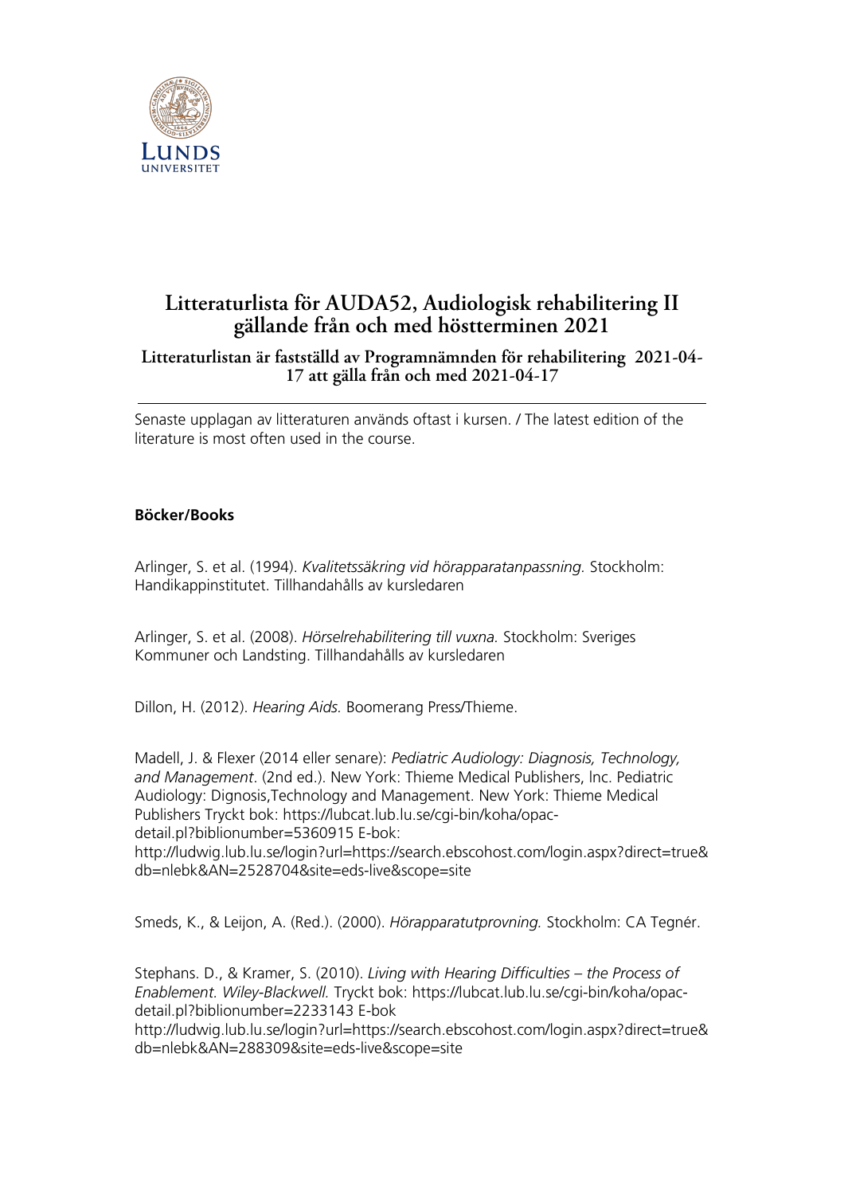# Litteraturlista för AUDA52, Audiologisk rehabilitering II gällande från och med höstterminen 2021

## Litteraturlistan är fastställd av Programnämnden för rehabilitering 2021-04-17 att gälla från och med 2021-04-17

---

Senaste upplagan av litteraturen används oftast i kursen. / The latest edition of the literature is most often used in the course.

### Böcker/Books

Arlinger, S. et al. (1994). *Kvalitetssäkring vid hörapparatanpassning.* Stockholm: Handikappinstitutet. Tillhandahålls av kursledaren

Arlinger, S. et al. (2008). *Hörselrehabilitering till vuxna.* Stockholm: Sveriges Kommuner och Landsting. Tillhandahålls av kursledaren

Dillon, H. (2012). *Hearing Aids.* Boomerang Press/Thieme.

Madell, J. & Flexer (2014 eller senare): *Pediatric Audiology: Diagnosis, Technology, and Management*. (2nd ed.). New York: Thieme Medical Publishers, Inc. Pediatric Audiology: Dignosis,Technology and Management. New York: Thieme Medical Publishers Tryckt bok: https://lubcat.lub.lu.se/cgi-bin/koha/opac-detail.pl?biblionumber=5360915 E-bok: http://ludwig.lub.lu.se/login?url=https://search.ebscohost.com/login.aspx?direct=true&db=nlebk&AN=2528704&site=eds-live&scope=site

Smeds, K., & Leijon, A. (Red.). (2000). *Hörapparatutprovning.* Stockholm: CA Tegnér.

Stephans. D., & Kramer, S. (2010). *Living with Hearing Difficulties – the Process of Enablement. Wiley-Blackwell.* Tryckt bok: https://lubcat.lub.lu.se/cgi-bin/koha/opac-detail.pl?biblionumber=2233143 E-bok http://ludwig.lub.lu.se/login?url=https://search.ebscohost.com/login.aspx?direct=true&db=nlebk&AN=288309&site=eds-live&scope=site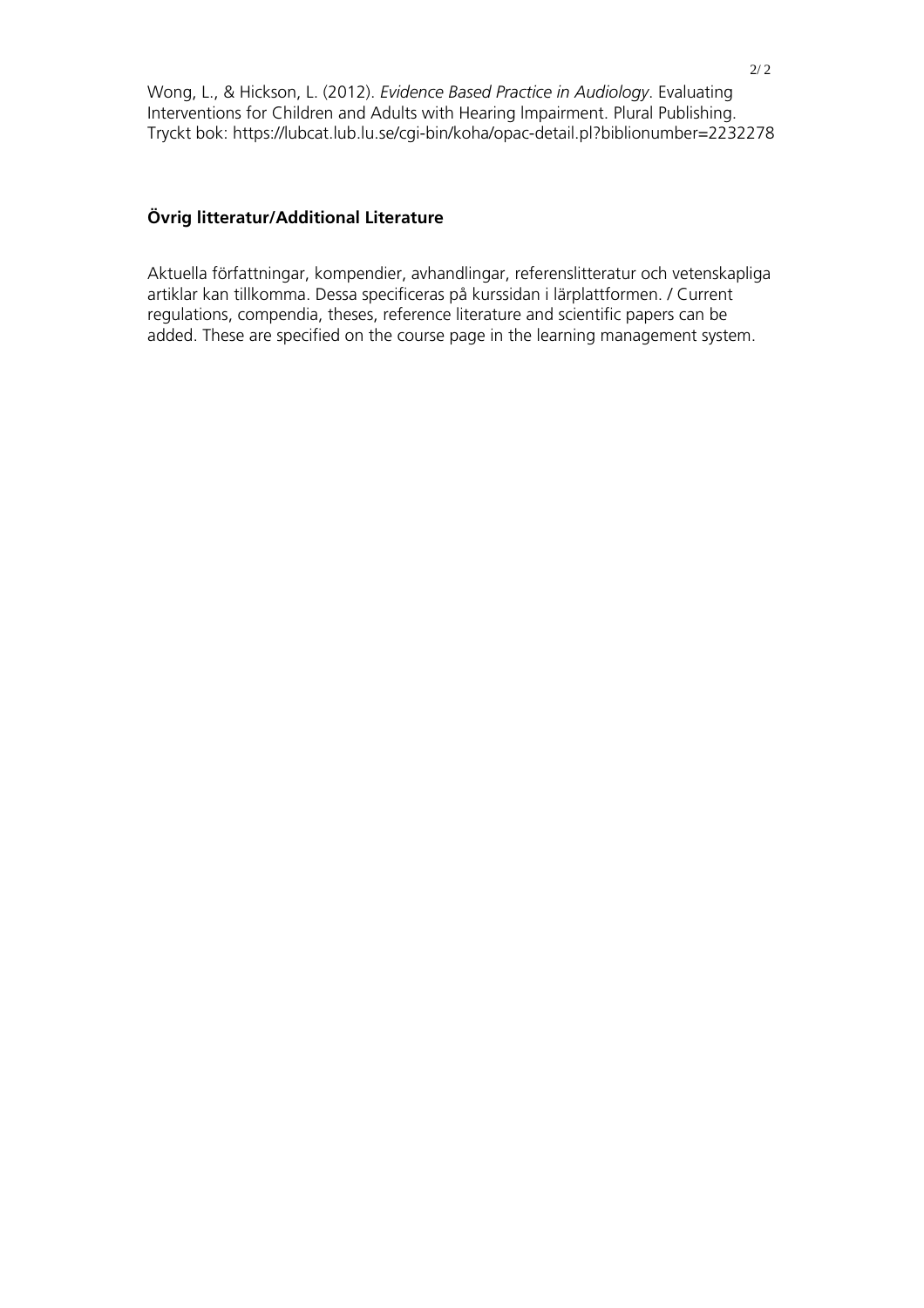Wong, L., & Hickson, L. (2012). *Evidence Based Practice in Audiology*. Evaluating Interventions for Children and Adults with Hearing lmpairment. Plural Publishing. Tryckt bok: https://lubcat.lub.lu.se/cgi-bin/koha/opac-detail.pl?biblionumber=2232278

**Övrig litteratur/Additional Literature**

Aktuella författningar, kompendier, avhandlingar, referenslitteratur och vetenskapliga artiklar kan tillkomma. Dessa specificeras på kurssidan i lärplattformen. / Current regulations, compendia, theses, reference literature and scientific papers can be added. These are specified on the course page in the learning management system.